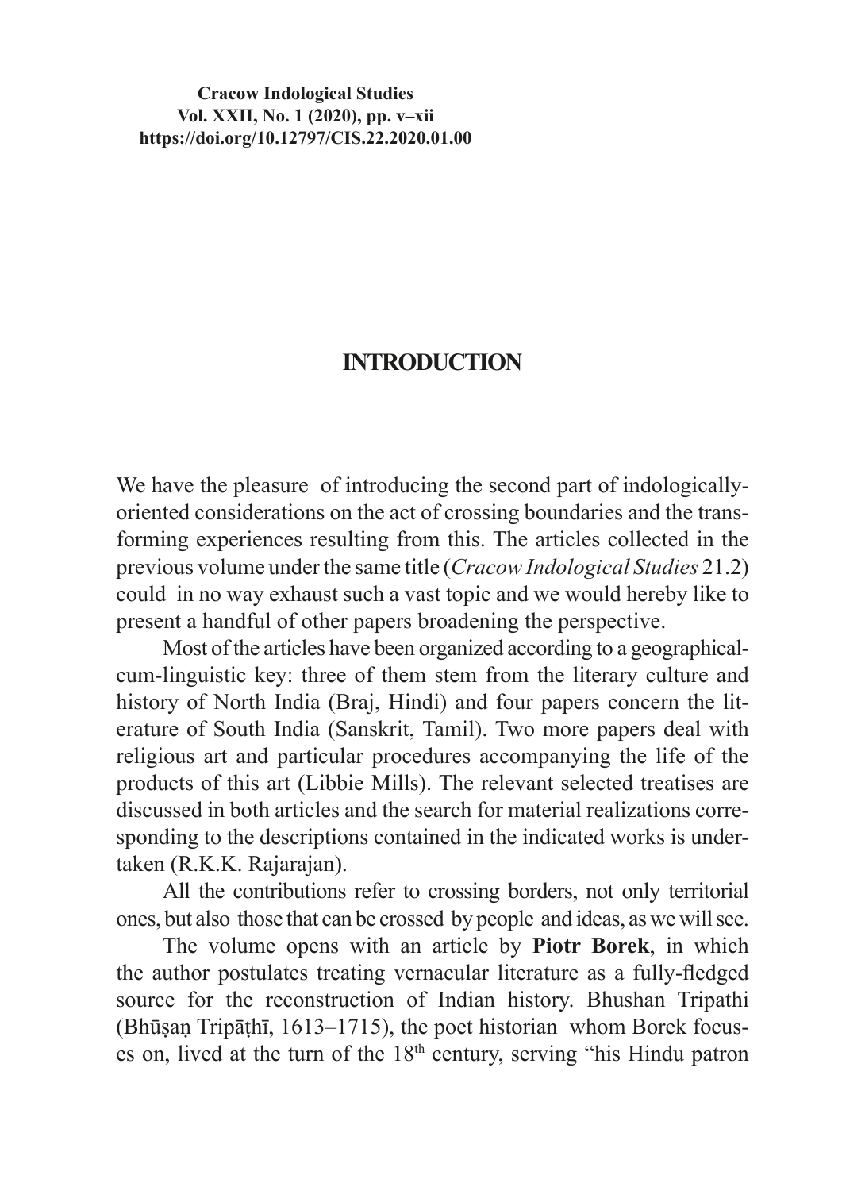# INTRODUCTION

We have the pleasure of introducing the second part of indologically-oriented considerations on the act of crossing boundaries and the transforming experiences resulting from this. The articles collected in the previous volume under the same title (*Cracow Indological Studies* 21.2) could in no way exhaust such a vast topic and we would hereby like to present a handful of other papers broadening the perspective.

Most of the articles have been organized according to a geographical-cum-linguistic key: three of them stem from the literary culture and history of North India (Braj, Hindi) and four papers concern the literature of South India (Sanskrit, Tamil). Two more papers deal with religious art and particular procedures accompanying the life of the products of this art (Libbie Mills). The relevant selected treatises are discussed in both articles and the search for material realizations corresponding to the descriptions contained in the indicated works is undertaken (R.K.K. Rajarajan).

All the contributions refer to crossing borders, not only territorial ones, but also those that can be crossed by people and ideas, as we will see.

The volume opens with an article by **Piotr Borek**, in which the author postulates treating vernacular literature as a fully-fledged source for the reconstruction of Indian history. Bhushan Tripathi (Bhūṣaṇ Tripāṭhī, 1613–1715), the poet historian whom Borek focuses on, lived at the turn of the 18th century, serving "his Hindu patron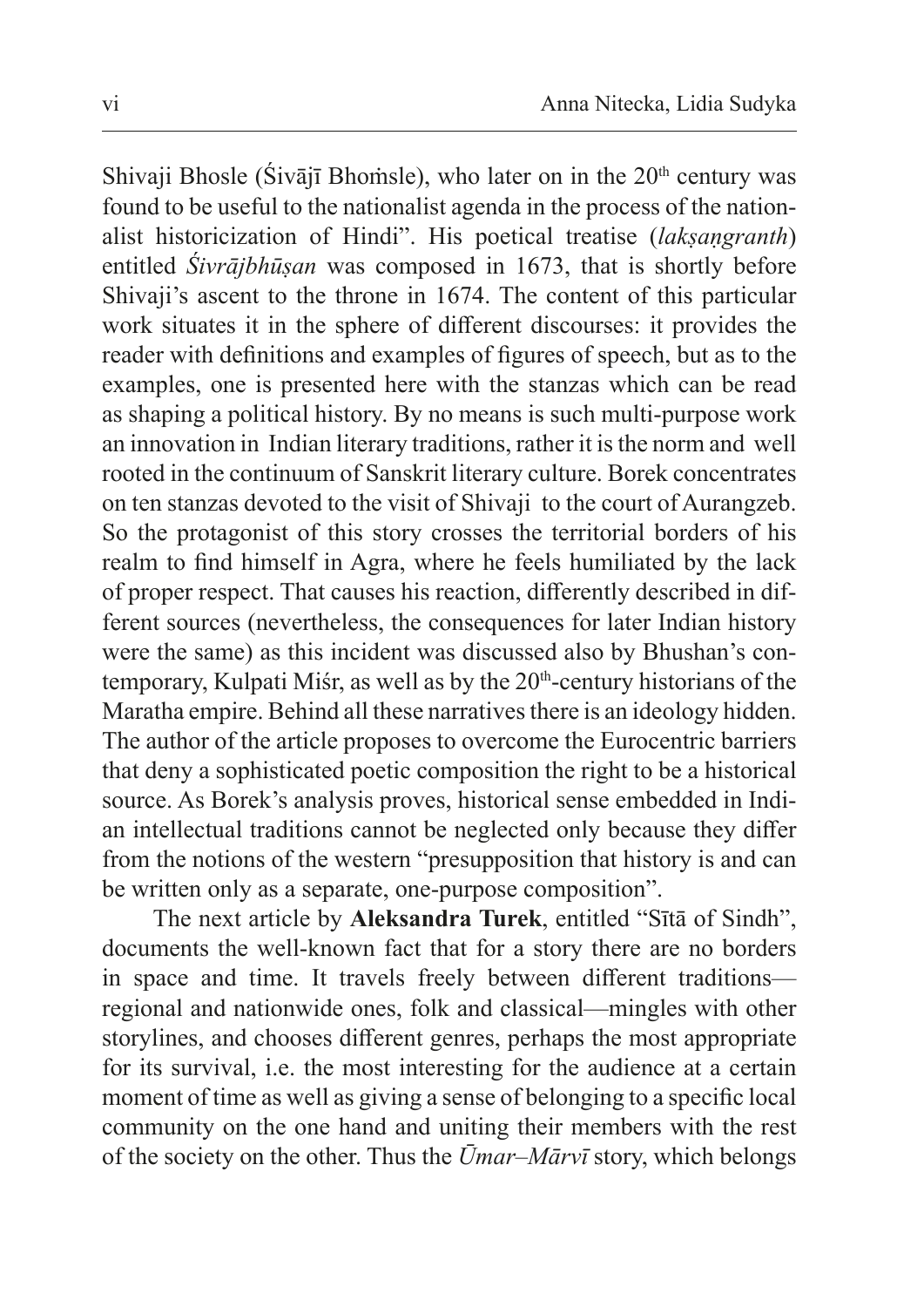Shivaji Bhosle (Śivājī Bhoṁsle), who later on in the 20th century was found to be useful to the nationalist agenda in the process of the nationalist historicization of Hindi". His poetical treatise (*lakṣaṇgranth*) entitled *Śivrājbhūṣan* was composed in 1673, that is shortly before Shivaji's ascent to the throne in 1674. The content of this particular work situates it in the sphere of different discourses: it provides the reader with definitions and examples of figures of speech, but as to the examples, one is presented here with the stanzas which can be read as shaping a political history. By no means is such multi-purpose work an innovation in Indian literary traditions, rather it is the norm and well rooted in the continuum of Sanskrit literary culture. Borek concentrates on ten stanzas devoted to the visit of Shivaji to the court of Aurangzeb. So the protagonist of this story crosses the territorial borders of his realm to find himself in Agra, where he feels humiliated by the lack of proper respect. That causes his reaction, differently described in different sources (nevertheless, the consequences for later Indian history were the same) as this incident was discussed also by Bhushan's contemporary, Kulpati Miśr, as well as by the 20th-century historians of the Maratha empire. Behind all these narratives there is an ideology hidden. The author of the article proposes to overcome the Eurocentric barriers that deny a sophisticated poetic composition the right to be a historical source. As Borek's analysis proves, historical sense embedded in Indian intellectual traditions cannot be neglected only because they differ from the notions of the western "presupposition that history is and can be written only as a separate, one-purpose composition".

The next article by **Aleksandra Turek**, entitled "Sītā of Sindh", documents the well-known fact that for a story there are no borders in space and time. It travels freely between different traditions—regional and nationwide ones, folk and classical—mingles with other storylines, and chooses different genres, perhaps the most appropriate for its survival, i.e. the most interesting for the audience at a certain moment of time as well as giving a sense of belonging to a specific local community on the one hand and uniting their members with the rest of the society on the other. Thus the *Ūmar–Mārvī* story, which belongs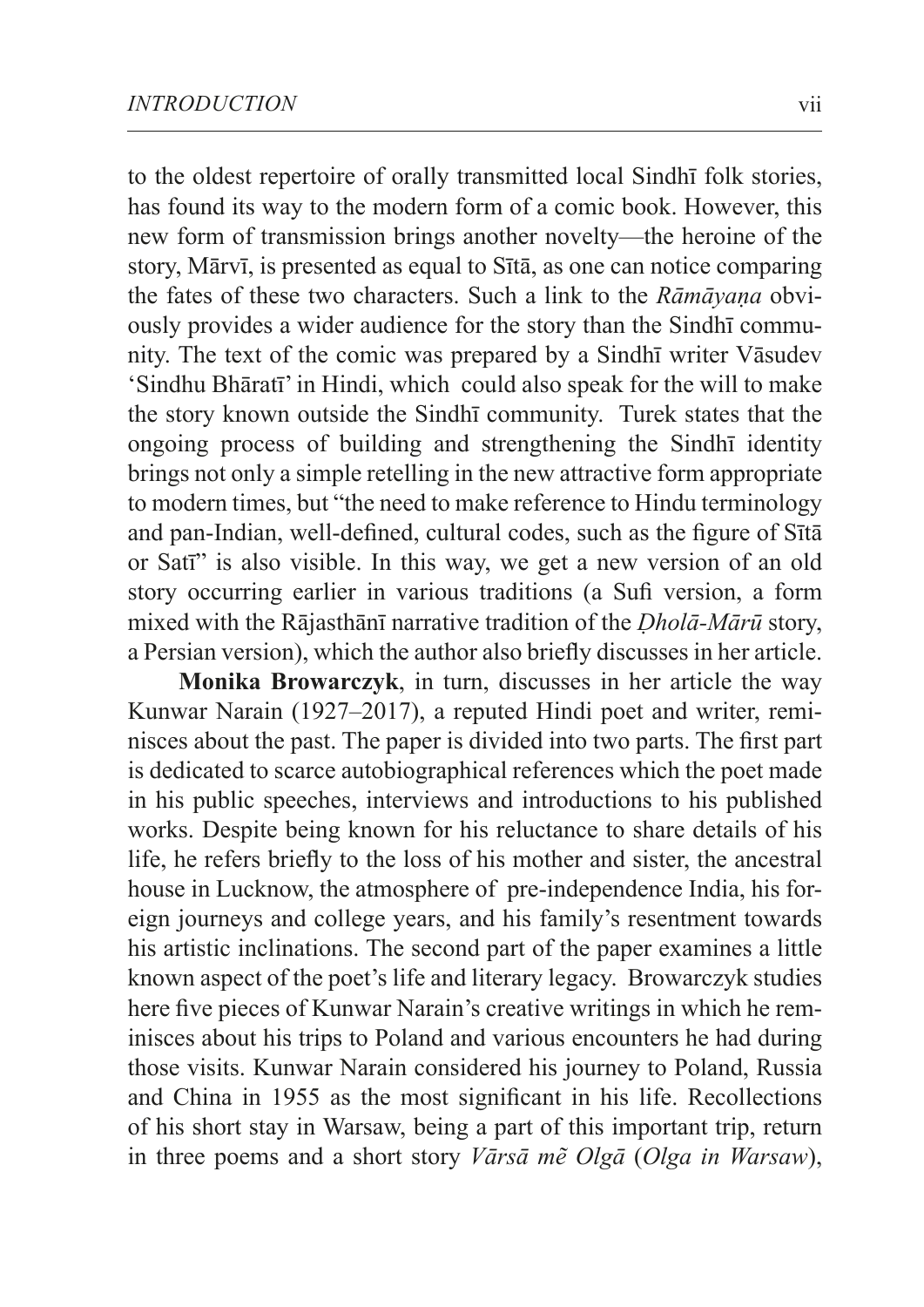to the oldest repertoire of orally transmitted local Sindhī folk stories, has found its way to the modern form of a comic book. However, this new form of transmission brings another novelty—the heroine of the story, Mārvī, is presented as equal to Sītā, as one can notice comparing the fates of these two characters. Such a link to the *Rāmāyaṇa* obviously provides a wider audience for the story than the Sindhī community. The text of the comic was prepared by a Sindhī writer Vāsudev 'Sindhu Bhāratī' in Hindi, which could also speak for the will to make the story known outside the Sindhī community. Turek states that the ongoing process of building and strengthening the Sindhī identity brings not only a simple retelling in the new attractive form appropriate to modern times, but "the need to make reference to Hindu terminology and pan-Indian, well-defined, cultural codes, such as the figure of Sītā or Satī" is also visible. In this way, we get a new version of an old story occurring earlier in various traditions (a Sufi version, a form mixed with the Rājasthānī narrative tradition of the *Ḍholā-Mārū* story, a Persian version), which the author also briefly discusses in her article.

**Monika Browarczyk**, in turn, discusses in her article the way Kunwar Narain (1927–2017), a reputed Hindi poet and writer, reminisces about the past. The paper is divided into two parts. The first part is dedicated to scarce autobiographical references which the poet made in his public speeches, interviews and introductions to his published works. Despite being known for his reluctance to share details of his life, he refers briefly to the loss of his mother and sister, the ancestral house in Lucknow, the atmosphere of pre-independence India, his foreign journeys and college years, and his family's resentment towards his artistic inclinations. The second part of the paper examines a little known aspect of the poet's life and literary legacy. Browarczyk studies here five pieces of Kunwar Narain's creative writings in which he reminisces about his trips to Poland and various encounters he had during those visits. Kunwar Narain considered his journey to Poland, Russia and China in 1955 as the most significant in his life. Recollections of his short stay in Warsaw, being a part of this important trip, return in three poems and a short story *Vārsā mẽ Olgā* (*Olga in Warsaw*),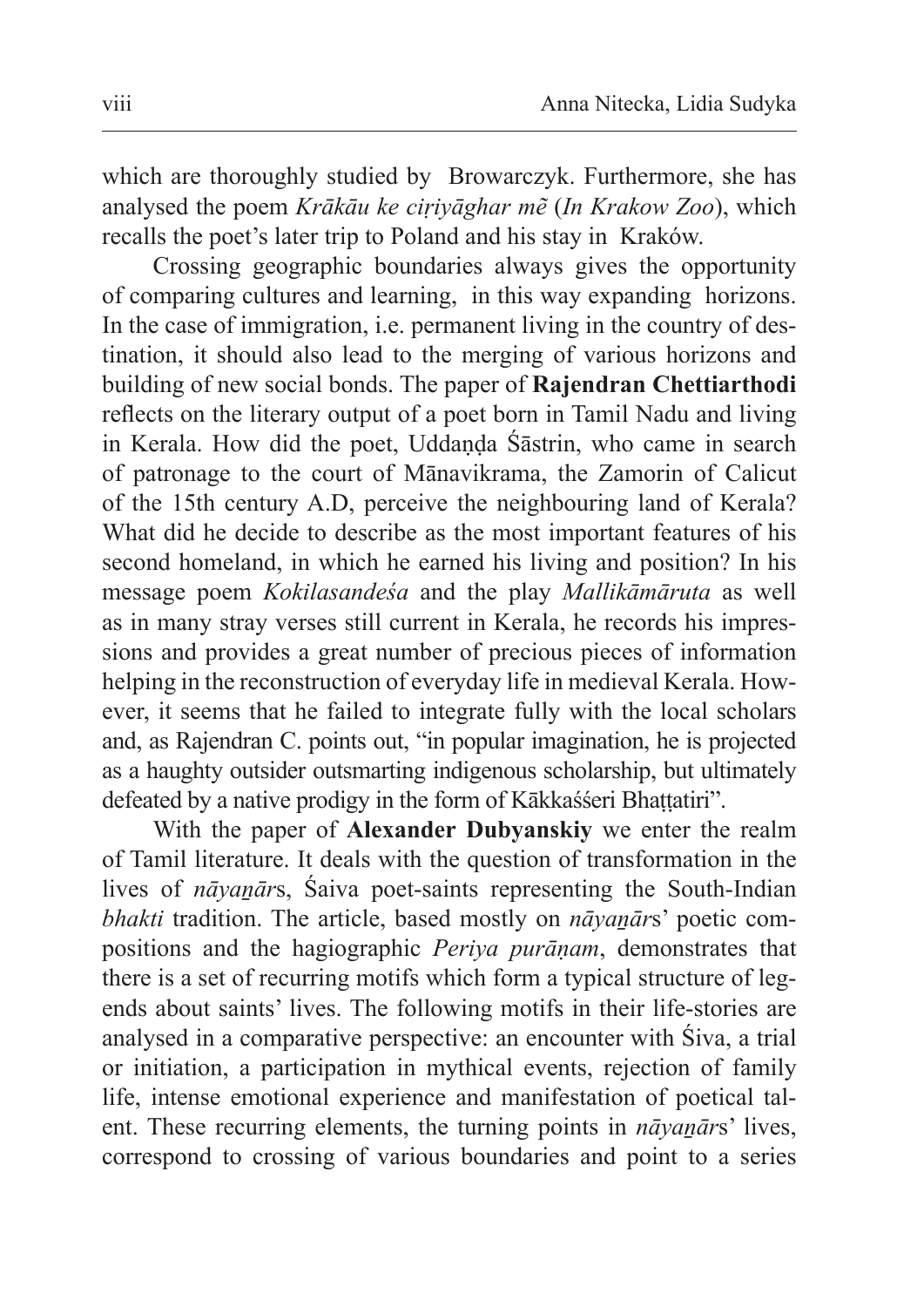which are thoroughly studied by Browarczyk. Furthermore, she has analysed the poem *Krākāu ke ciṛiyāghar mẽ* (*In Krakow Zoo*), which recalls the poet's later trip to Poland and his stay in Kraków.

Crossing geographic boundaries always gives the opportunity of comparing cultures and learning, in this way expanding horizons. In the case of immigration, i.e. permanent living in the country of destination, it should also lead to the merging of various horizons and building of new social bonds. The paper of **Rajendran Chettiarthodi** reflects on the literary output of a poet born in Tamil Nadu and living in Kerala. How did the poet, Uddaṇḍa Śāstrin, who came in search of patronage to the court of Mānavikrama, the Zamorin of Calicut of the 15th century A.D, perceive the neighbouring land of Kerala? What did he decide to describe as the most important features of his second homeland, in which he earned his living and position? In his message poem *Kokilasandeśa* and the play *Mallikāmāruta* as well as in many stray verses still current in Kerala, he records his impressions and provides a great number of precious pieces of information helping in the reconstruction of everyday life in medieval Kerala. However, it seems that he failed to integrate fully with the local scholars and, as Rajendran C. points out, "in popular imagination, he is projected as a haughty outsider outsmarting indigenous scholarship, but ultimately defeated by a native prodigy in the form of Kākkaśśeri Bhaṭṭatiri".

With the paper of **Alexander Dubyanskiy** we enter the realm of Tamil literature. It deals with the question of transformation in the lives of *nāyaṉār*s, Śaiva poet-saints representing the South-Indian *bhakti* tradition. The article, based mostly on *nāyaṉār*s' poetic compositions and the hagiographic *Periya purāṇam*, demonstrates that there is a set of recurring motifs which form a typical structure of legends about saints' lives. The following motifs in their life-stories are analysed in a comparative perspective: an encounter with Śiva, a trial or initiation, a participation in mythical events, rejection of family life, intense emotional experience and manifestation of poetical talent. These recurring elements, the turning points in *nāyaṉār*s' lives, correspond to crossing of various boundaries and point to a series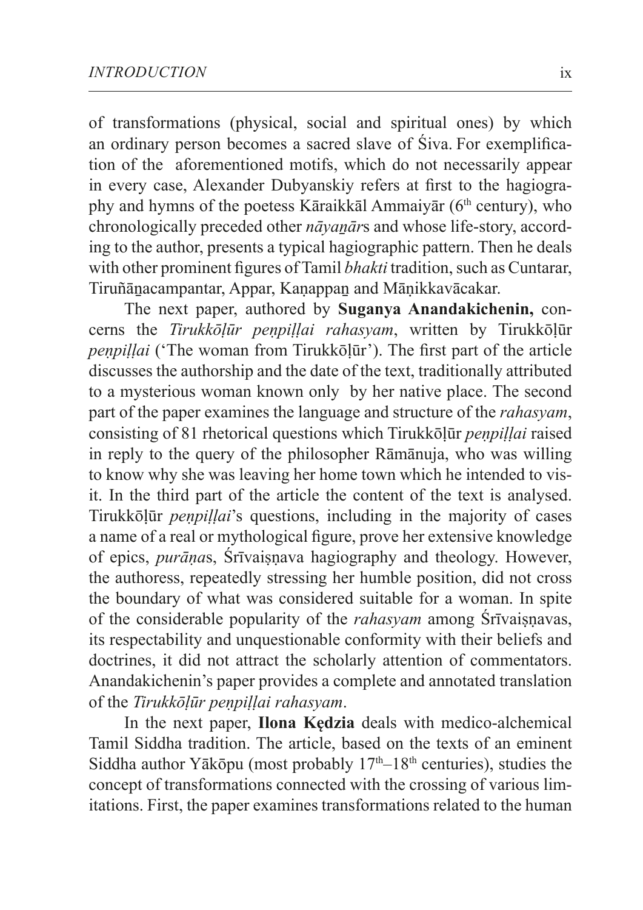of transformations (physical, social and spiritual ones) by which an ordinary person becomes a sacred slave of Śiva. For exemplification of the aforementioned motifs, which do not necessarily appear in every case, Alexander Dubyanskiy refers at first to the hagiography and hymns of the poetess Kāraikkāl Ammaiyār (6th century), who chronologically preceded other *nāyaṉār*s and whose life-story, according to the author, presents a typical hagiographic pattern. Then he deals with other prominent figures of Tamil *bhakti* tradition, such as Cuntarar, Tiruñāṉacampantar, Appar, Kaṇappaṉ and Māṇikkavācakar.

The next paper, authored by **Suganya Anandakichenin,** concerns the *Tirukkōḷūr peṇpiḷḷai rahasyam*, written by Tirukkōḷūr *peṇpiḷḷai* ('The woman from Tirukkōḷūr'). The first part of the article discusses the authorship and the date of the text, traditionally attributed to a mysterious woman known only by her native place. The second part of the paper examines the language and structure of the *rahasyam*, consisting of 81 rhetorical questions which Tirukkōḷūr *peṇpiḷḷai* raised in reply to the query of the philosopher Rāmānuja, who was willing to know why she was leaving her home town which he intended to visit. In the third part of the article the content of the text is analysed. Tirukkōḷūr *peṇpiḷḷai*'s questions, including in the majority of cases a name of a real or mythological figure, prove her extensive knowledge of epics, *purāṇa*s, Śrīvaiṣṇava hagiography and theology. However, the authoress, repeatedly stressing her humble position, did not cross the boundary of what was considered suitable for a woman. In spite of the considerable popularity of the *rahasyam* among Śrīvaiṣṇavas, its respectability and unquestionable conformity with their beliefs and doctrines, it did not attract the scholarly attention of commentators. Anandakichenin's paper provides a complete and annotated translation of the *Tirukkōḷūr peṇpiḷḷai rahasyam*.

In the next paper, **Ilona Kędzia** deals with medico-alchemical Tamil Siddha tradition. The article, based on the texts of an eminent Siddha author Yākōpu (most probably 17th–18th centuries), studies the concept of transformations connected with the crossing of various limitations. First, the paper examines transformations related to the human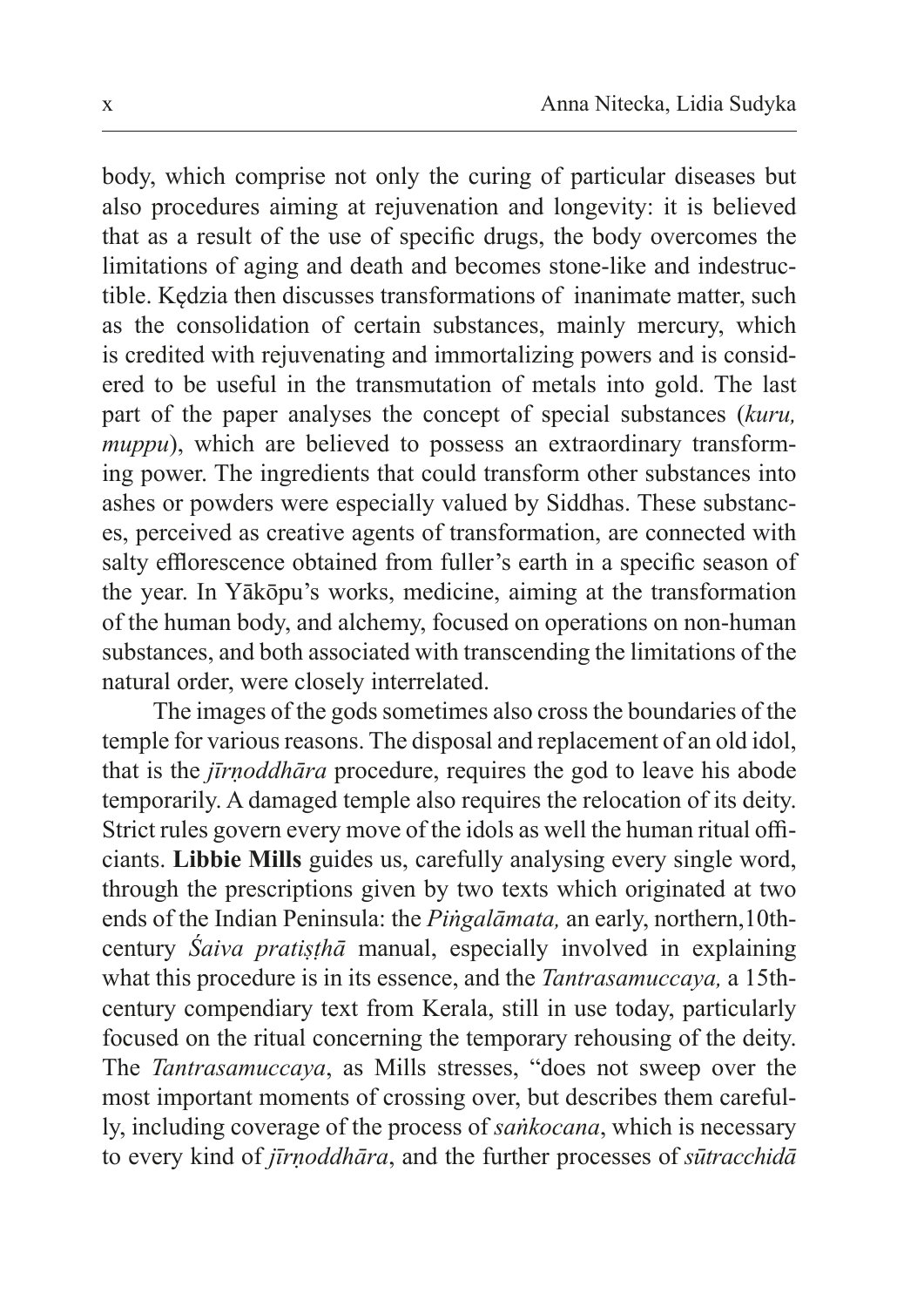body, which comprise not only the curing of particular diseases but also procedures aiming at rejuvenation and longevity: it is believed that as a result of the use of specific drugs, the body overcomes the limitations of aging and death and becomes stone-like and indestructible. Kędzia then discusses transformations of inanimate matter, such as the consolidation of certain substances, mainly mercury, which is credited with rejuvenating and immortalizing powers and is considered to be useful in the transmutation of metals into gold. The last part of the paper analyses the concept of special substances (*kuru, muppu*), which are believed to possess an extraordinary transforming power. The ingredients that could transform other substances into ashes or powders were especially valued by Siddhas. These substances, perceived as creative agents of transformation, are connected with salty efflorescence obtained from fuller's earth in a specific season of the year. In Yākōpu's works, medicine, aiming at the transformation of the human body, and alchemy, focused on operations on non-human substances, and both associated with transcending the limitations of the natural order, were closely interrelated.

The images of the gods sometimes also cross the boundaries of the temple for various reasons. The disposal and replacement of an old idol, that is the *jīrṇoddhāra* procedure, requires the god to leave his abode temporarily. A damaged temple also requires the relocation of its deity. Strict rules govern every move of the idols as well the human ritual officiants. **Libbie Mills** guides us, carefully analysing every single word, through the prescriptions given by two texts which originated at two ends of the Indian Peninsula: the *Piṅgalāmata,* an early, northern,10th-century *Śaiva pratiṣṭhā* manual, especially involved in explaining what this procedure is in its essence, and the *Tantrasamuccaya,* a 15th-century compendiary text from Kerala, still in use today, particularly focused on the ritual concerning the temporary rehousing of the deity. The *Tantrasamuccaya*, as Mills stresses, "does not sweep over the most important moments of crossing over, but describes them carefully, including coverage of the process of *saṅkocana*, which is necessary to every kind of *jīrṇoddhāra*, and the further processes of *sūtracchidā*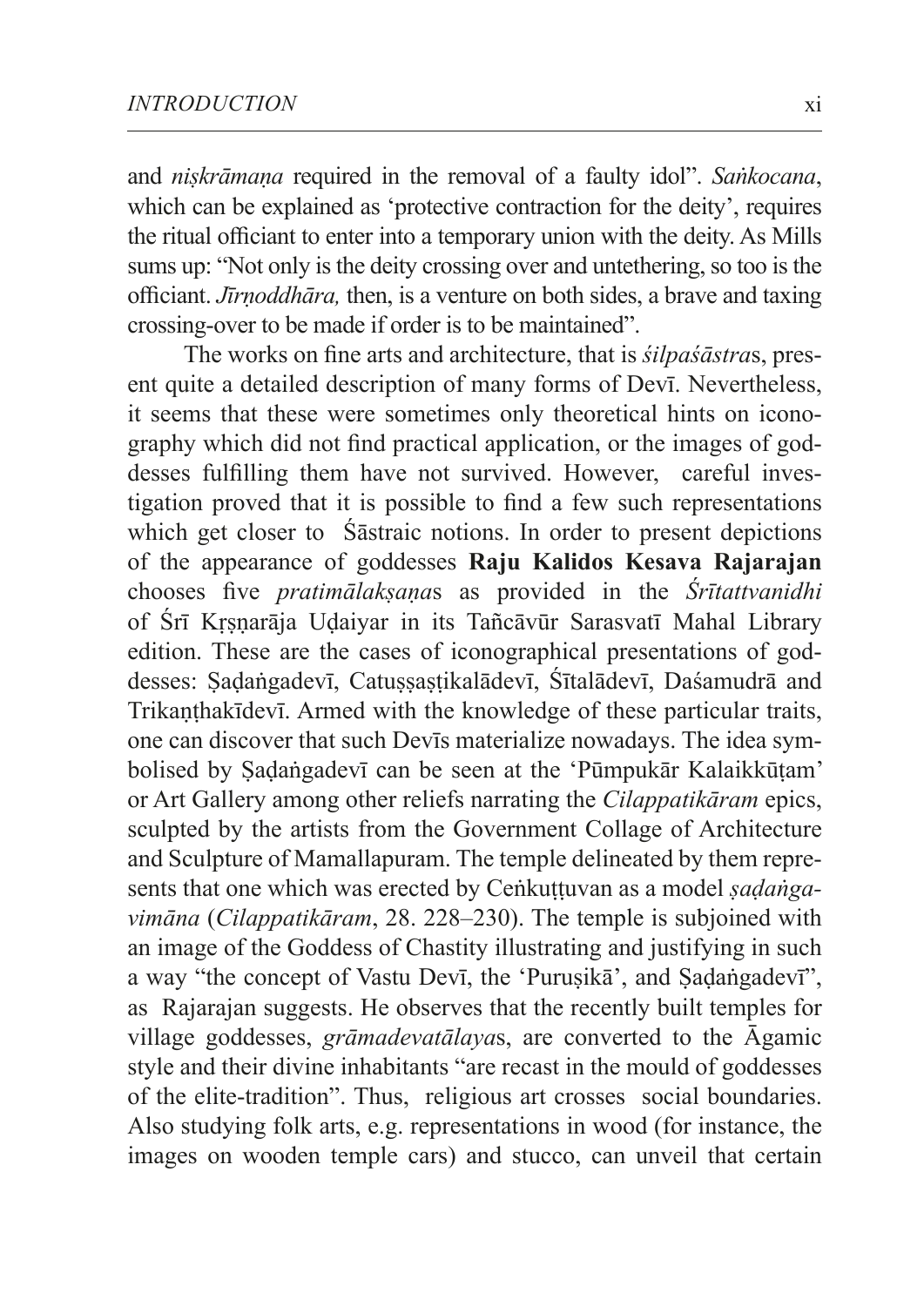and *niṣkrāmaṇa* required in the removal of a faulty idol". *Saṅkocana*, which can be explained as 'protective contraction for the deity', requires the ritual officiant to enter into a temporary union with the deity. As Mills sums up: "Not only is the deity crossing over and untethering, so too is the officiant. *Jīrṇoddhāra,* then, is a venture on both sides, a brave and taxing crossing-over to be made if order is to be maintained".

The works on fine arts and architecture, that is *śilpaśāstra*s, present quite a detailed description of many forms of Devī. Nevertheless, it seems that these were sometimes only theoretical hints on iconography which did not find practical application, or the images of goddesses fulfilling them have not survived. However, careful investigation proved that it is possible to find a few such representations which get closer to Śāstraic notions. In order to present depictions of the appearance of goddesses **Raju Kalidos Kesava Rajarajan** chooses five *pratimālakṣaṇa*s as provided in the *Śrītattvanidhi* of Śrī Kṛṣṇarāja Uḍaiyar in its Tañcāvūr Sarasvatī Mahal Library edition. These are the cases of iconographical presentations of goddesses: Ṣaḍaṅgadevī, Catuṣṣaṣṭikalādevī, Śītalādevī, Daśamudrā and Trikaṇṭhakīdevī. Armed with the knowledge of these particular traits, one can discover that such Devīs materialize nowadays. The idea symbolised by Ṣaḍaṅgadevī can be seen at the 'Pūmpukār Kalaikkūṭam' or Art Gallery among other reliefs narrating the *Cilappatikāram* epics, sculpted by the artists from the Government Collage of Architecture and Sculpture of Mamallapuram. The temple delineated by them represents that one which was erected by Ceṅkuṭṭuvan as a model *ṣaḍaṅgavimāna* (*Cilappatikāram*, 28. 228–230). The temple is subjoined with an image of the Goddess of Chastity illustrating and justifying in such a way "the concept of Vastu Devī, the 'Puruṣikā', and Ṣaḍaṅgadevī", as Rajarajan suggests. He observes that the recently built temples for village goddesses, *grāmadevatālaya*s, are converted to the Āgamic style and their divine inhabitants "are recast in the mould of goddesses of the elite-tradition". Thus, religious art crosses social boundaries. Also studying folk arts, e.g. representations in wood (for instance, the images on wooden temple cars) and stucco, can unveil that certain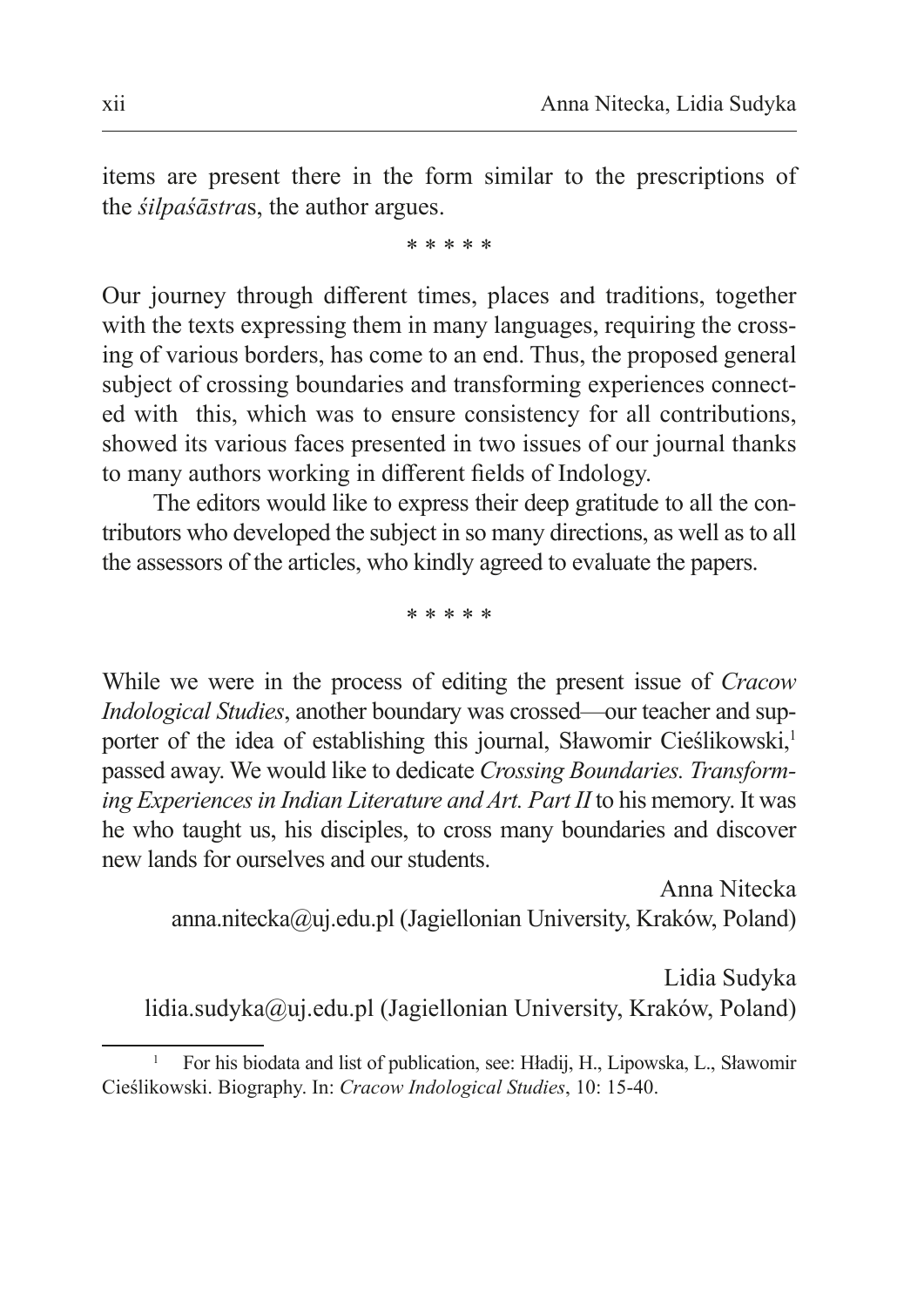items are present there in the form similar to the prescriptions of the *śilpaśāstra*s, the author argues.

\* \* \* \* \*

Our journey through different times, places and traditions, together with the texts expressing them in many languages, requiring the crossing of various borders, has come to an end. Thus, the proposed general subject of crossing boundaries and transforming experiences connected with this, which was to ensure consistency for all contributions, showed its various faces presented in two issues of our journal thanks to many authors working in different fields of Indology.

The editors would like to express their deep gratitude to all the contributors who developed the subject in so many directions, as well as to all the assessors of the articles, who kindly agreed to evaluate the papers.

\* \* \* \* \*

While we were in the process of editing the present issue of *Cracow Indological Studies*, another boundary was crossed—our teacher and supporter of the idea of establishing this journal, Sławomir Cieślikowski,[1] passed away. We would like to dedicate *Crossing Boundaries. Transforming Experiences in Indian Literature and Art. Part II* to his memory. It was he who taught us, his disciples, to cross many boundaries and discover new lands for ourselves and our students.

Anna Nitecka
anna.nitecka@uj.edu.pl (Jagiellonian University, Kraków, Poland)

Lidia Sudyka
lidia.sudyka@uj.edu.pl (Jagiellonian University, Kraków, Poland)

---

[1] For his biodata and list of publication, see: Hładij, H., Lipowska, L., Sławomir Cieślikowski. Biography. In: *Cracow Indological Studies*, 10: 15-40.